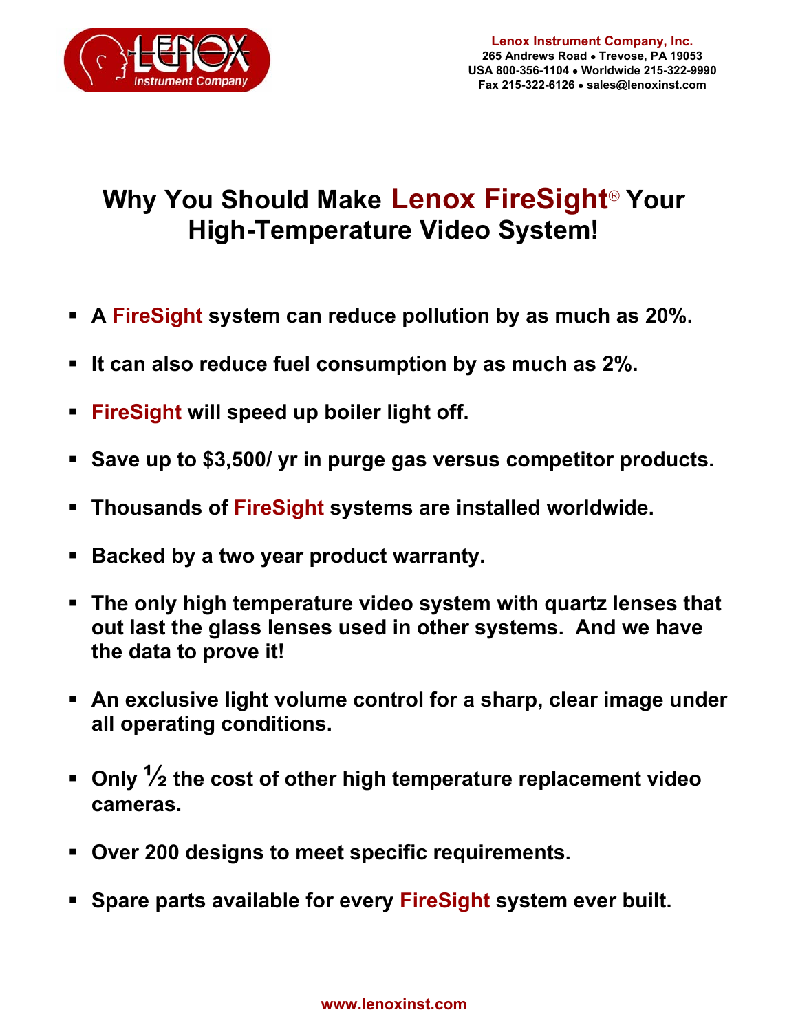Lenox Instrument Company

**Lenox Instrument Company, Inc.**
265 Andrews Road • Trevose, PA 19053
USA 800-356-1104 • Worldwide 215-322-9990
Fax 215-322-6126 • sales@lenoxinst.com

# Why You Should Make Lenox FireSight® Your High-Temperature Video System!

- **A FireSight system can reduce pollution by as much as 20%.**
- **It can also reduce fuel consumption by as much as 2%.**
- **FireSight will speed up boiler light off.**
- **Save up to $3,500/ yr in purge gas versus competitor products.**
- **Thousands of FireSight systems are installed worldwide.**
- **Backed by a two year product warranty.**
- **The only high temperature video system with quartz lenses that out last the glass lenses used in other systems. And we have the data to prove it!**
- **An exclusive light volume control for a sharp, clear image under all operating conditions.**
- **Only ½ the cost of other high temperature replacement video cameras.**
- **Over 200 designs to meet specific requirements.**
- **Spare parts available for every FireSight system ever built.**

www.lenoxinst.com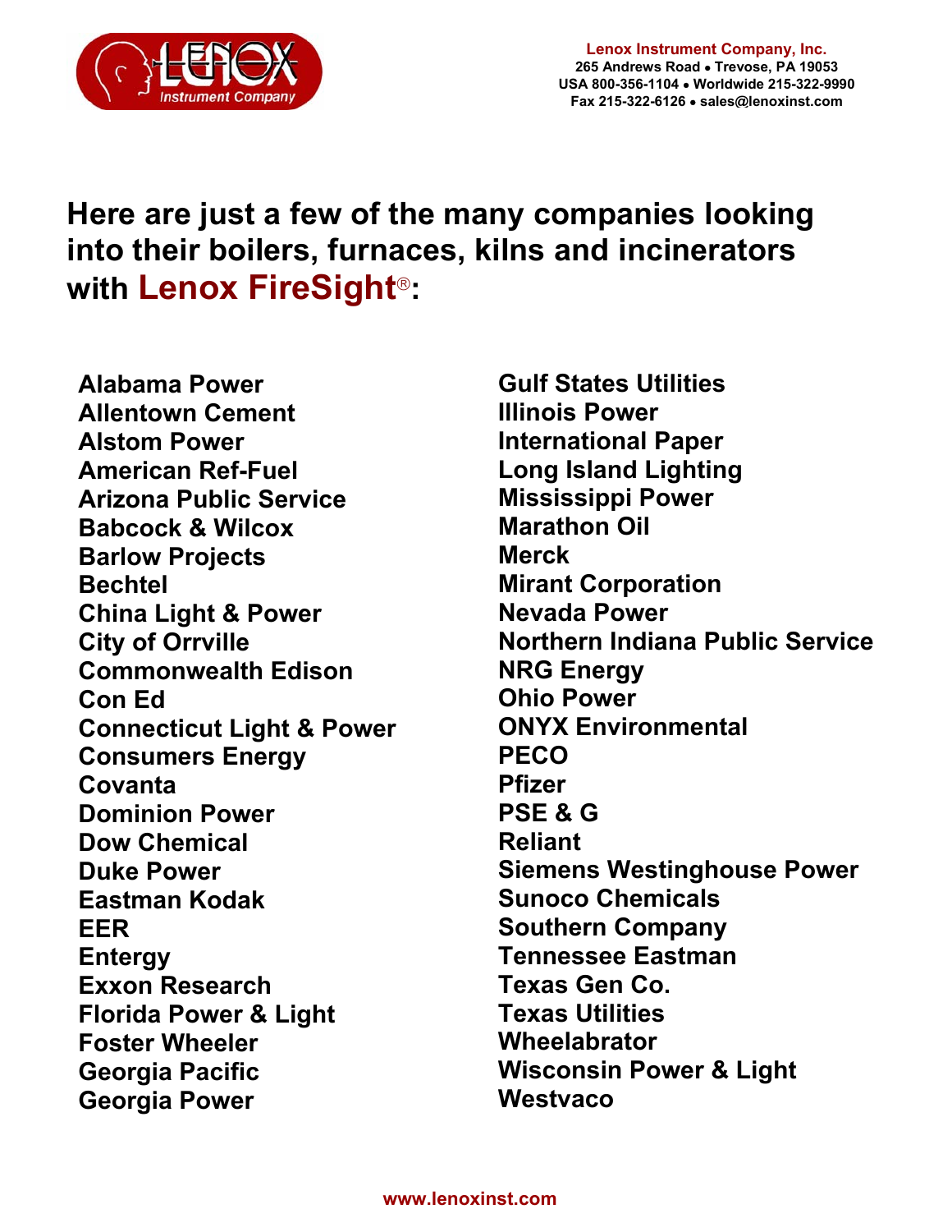**Lenox Instrument Company, Inc.**
**265 Andrews Road • Trevose, PA 19053**
**USA 800-356-1104 • Worldwide 215-322-9990**
**Fax 215-322-6126 • sales@lenoxinst.com**

# Here are just a few of the many companies looking into their boilers, furnaces, kilns and incinerators with Lenox FireSight®:

**Alabama Power**
**Allentown Cement**
**Alstom Power**
**American Ref-Fuel**
**Arizona Public Service**
**Babcock & Wilcox**
**Barlow Projects**
**Bechtel**
**China Light & Power**
**City of Orrville**
**Commonwealth Edison**
**Con Ed**
**Connecticut Light & Power**
**Consumers Energy**
**Covanta**
**Dominion Power**
**Dow Chemical**
**Duke Power**
**Eastman Kodak**
**EER**
**Entergy**
**Exxon Research**
**Florida Power & Light**
**Foster Wheeler**
**Georgia Pacific**
**Georgia Power**
**Gulf States Utilities**
**Illinois Power**
**International Paper**
**Long Island Lighting**
**Mississippi Power**
**Marathon Oil**
**Merck**
**Mirant Corporation**
**Nevada Power**
**Northern Indiana Public Service**
**NRG Energy**
**Ohio Power**
**ONYX Environmental**
**PECO**
**Pfizer**
**PSE & G**
**Reliant**
**Siemens Westinghouse Power**
**Sunoco Chemicals**
**Southern Company**
**Tennessee Eastman**
**Texas Gen Co.**
**Texas Utilities**
**Wheelabrator**
**Wisconsin Power & Light**
**Westvaco**

**www.lenoxinst.com**